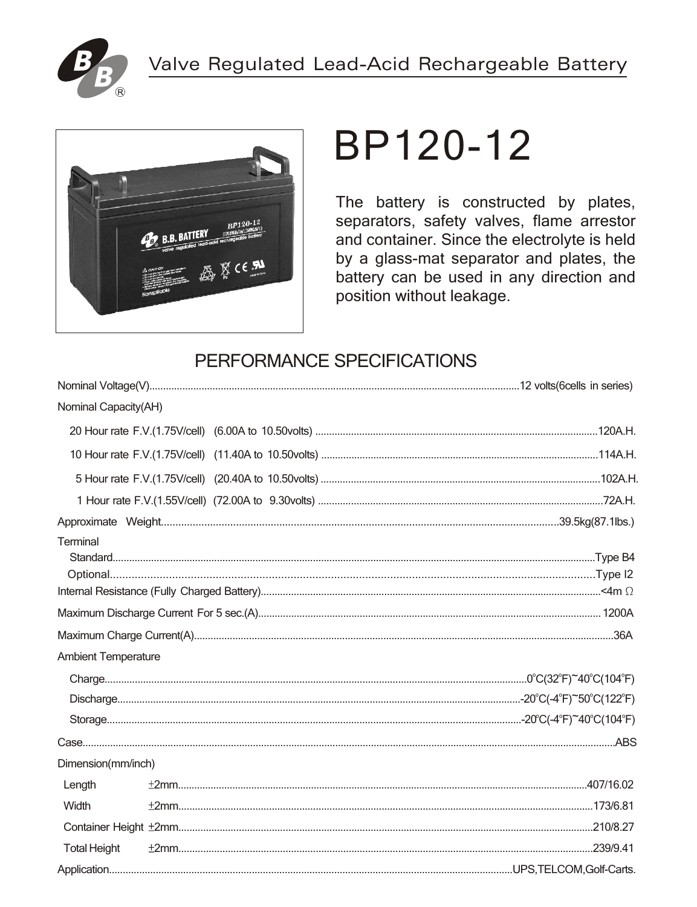Valve Regulated Lead-Acid Rechargeable Battery

# BP120-12

The battery is constructed by plates, separators, safety valves, flame arrestor and container. Since the electrolyte is held by a glass-mat separator and plates, the battery can be used in any direction and position without leakage.

## PERFORMANCE SPECIFICATIONS

Nominal Voltage(V)....................12 volts(6cells in series)

Nominal Capacity(AH)

- 20 Hour rate F.V.(1.75V/cell) (6.00A to 10.50volts)....................120A.H.
- 10 Hour rate F.V.(1.75V/cell) (11.40A to 10.50volts)....................114A.H.
- 5 Hour rate F.V.(1.75V/cell) (20.40A to 10.50volts)....................102A.H.
- 1 Hour rate F.V.(1.55V/cell) (72.00A to 9.30volts)....................72A.H.

Approximate Weight....................39.5kg(87.1lbs.)

Terminal

- Standard....................Type B4
- Optional....................Type I2

Internal Resistance (Fully Charged Battery)....................<4m Ω

Maximum Discharge Current For 5 sec.(A)....................1200A

Maximum Charge Current(A)....................36A

Ambient Temperature

- Charge....................0°C(32°F)~40°C(104°F)
- Discharge....................-20°C(-4°F)~50°C(122°F)
- Storage....................-20°C(-4°F)~40°C(104°F)

Case....................ABS

Dimension(mm/inch)

- Length ±2mm....................407/16.02
- Width ±2mm....................173/6.81
- Container Height ±2mm....................210/8.27
- Total Height ±2mm....................239/9.41

Application....................UPS,TELCOM,Golf-Carts.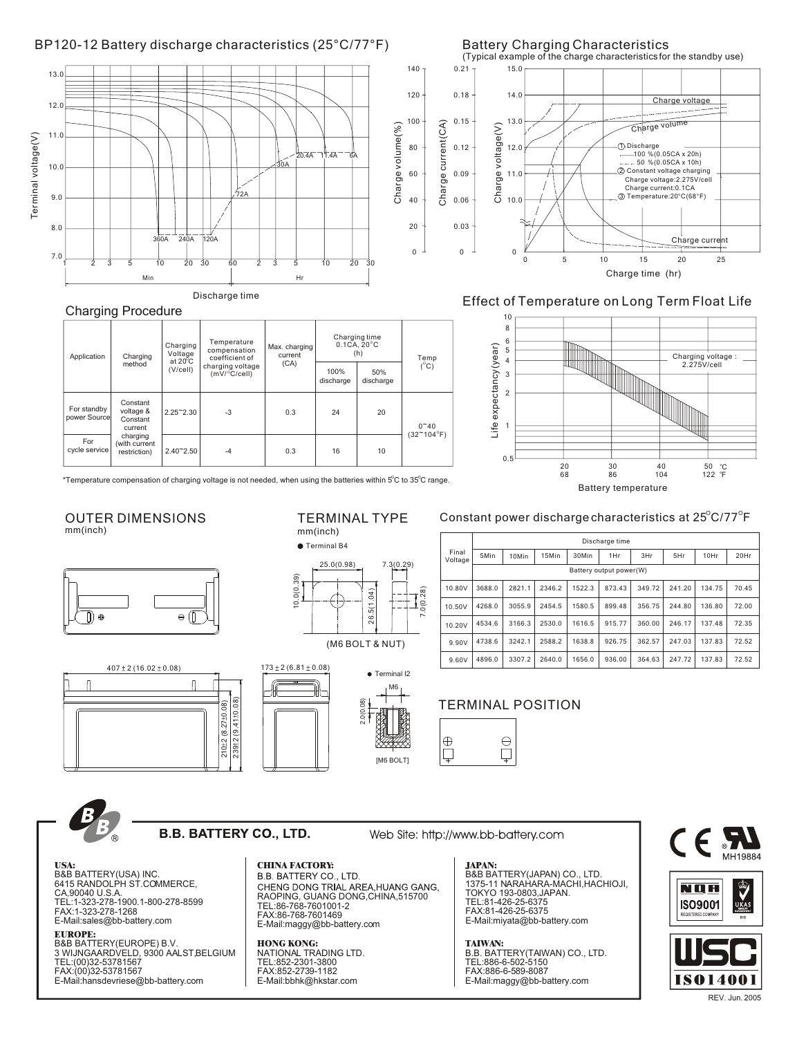## BP120-12 Battery discharge characteristics (25°C/77°F)

Terminal voltage(V)

13.0
12.0
11.0
10.0
9.0
8.0
7.0

360A 240A 120A 72A 30A 20.4A 11.4A 6A

1 2 3 5 10 20 30 60 2 3 5 10 20 30

Min Hr

Discharge time

## Battery Charging Characteristics

(Typical example of the charge characteristics for the standby use)

Charge volume(%) Charge current(CA) Charge voltage(V)

140 0.21 15.0
120 0.18 14.0
100 0.15 13.0
80 0.12 12.0
60 0.09 11.0
40 0.06 10.0
20 0.03
0 0 0

Charge voltage

Charge volume

① Discharge
100 %(0.05CA x 20h)
50 %(0.05CA x 10h)
② Constant voltage charging
Charge voltage:2.275V/cell
Charge current:0.1CA
③ Temperature:20°C(68°F)

Charge current

0 5 10 15 20 25

Charge time (h)

## Charging Procedure

| Application | Charging method | Charging Voltage at 20°C (V/cell) | Temperature compensation coefficient of charging voltage (mV/°C/cell) | Max. charging current (CA) | Charging time 0.1CA, 20°C (h) | | Temp (°C) |
|---|---|---|---|---|---|---|---|
| | | | | | 100% discharge | 50% discharge | |
| For standby power Source | Constant voltage & Constant current charging (with current restriction) | 2.25~2.30 | -3 | 0.3 | 24 | 20 | 0~40 (32~104°F) |
| For cycle service | | 2.40~2.50 | -4 | 0.3 | 16 | 10 | |

*Temperature compensation of charging voltage is not needed, when using the batteries within 5°C to 35°C range.

## Effect of Temperature on Long Term Float Life

Life expectancy(year)

10
8
6
5
4
3
2
1
0.5

Charging voltage : 2.275V/cell

20 30 40 50 °C
68 86 104 122 °F

Battery temperature

## OUTER DIMENSIONS

mm(inch)

407 ± 2 (16.02 ± 0.08)

173 ± 2 (6.81 ± 0.08)

210±2 (8.27±0.08)

239±2 (9.41±0.08)

## TERMINAL TYPE

mm(inch)

● Terminal B4

25.0(0.98) 7.3(0.29)

10.0(0.39) 26.5(1.04) 7.0(0.28)

(M6 BOLT & NUT)

● Terminal I2

M6

2.0(0.08)

[M6 BOLT]

## Constant power discharge characteristics at 25°C/77°F

| Final Voltage | Discharge time | | | | | | | | |
|---|---|---|---|---|---|---|---|---|---|
| | 5Min | 10Min | 15Min | 30Min | 1Hr | 3Hr | 5Hr | 10Hr | 20Hr |
| | Battery output power(W) | | | | | | | | |
| 10.80V | 3688.0 | 2821.1 | 2346.2 | 1522.3 | 873.43 | 349.72 | 241.20 | 134.75 | 70.45 |
| 10.50V | 4268.0 | 3055.9 | 2454.5 | 1580.5 | 899.48 | 356.75 | 244.80 | 136.80 | 72.00 |
| 10.20V | 4534.6 | 3166.3 | 2530.0 | 1616.5 | 915.77 | 360.00 | 246.17 | 137.48 | 72.35 |
| 9.90V | 4738.6 | 3242.1 | 2588.2 | 1638.8 | 926.75 | 362.57 | 247.03 | 137.83 | 72.52 |
| 9.60V | 4896.0 | 3307.2 | 2640.0 | 1656.0 | 936.00 | 364.63 | 247.72 | 137.83 | 72.52 |

## TERMINAL POSITION

⊕ ⊖

**B.B. BATTERY CO., LTD.** Web Site: http://www.bb-battery.com

**USA:**
B&B BATTERY(USA) INC.
6415 RANDOLPH ST.COMMERCE, CA,90040 U.S.A.
TEL:1-323-278-1900.1-800-278-8599
FAX:1-323-278-1268
E-Mail:sales@bb-battery.com

**EUROPE:**
B&B BATTERY(EUROPE) B.V.
3 WIJNGAARDVELD, 9300 AALST,BELGIUM
TEL:(00)32-53781567
FAX:(00)32-53781567
E-Mail:hansdevriese@bb-battery.com

**CHINA FACTORY:**
B.B. BATTERY CO., LTD.
CHENG DONG TRIAL AREA,HUANG GANG, RAOPING, GUANG DONG,CHINA,515700
TEL:86-768-7601001-2
FAX:86-768-7601469
E-Mail:maggy@bb-battery.com

**HONG KONG:**
NATIONAL TRADING LTD.
TEL:852-2301-3800
FAX:852-2739-1182
E-Mail:bbhk@hkstar.com

**JAPAN:**
B&B BATTERY(JAPAN) CO., LTD.
1375-11 NARAHARA-MACHI,HACHIOJI, TOKYO 193-0803,JAPAN.
TEL:81-426-25-6375
FAX:81-426-25-6375
E-Mail:miyata@bb-battery.com

**TAIWAN:**
B.B. BATTERY(TAIWAN) CO., LTD.
TEL:886-6-502-5150
FAX:886-6-589-8087
E-Mail:maggy@bb-battery.com

MH19884

ISO9001

ISO14001

REV. Jun. 2005